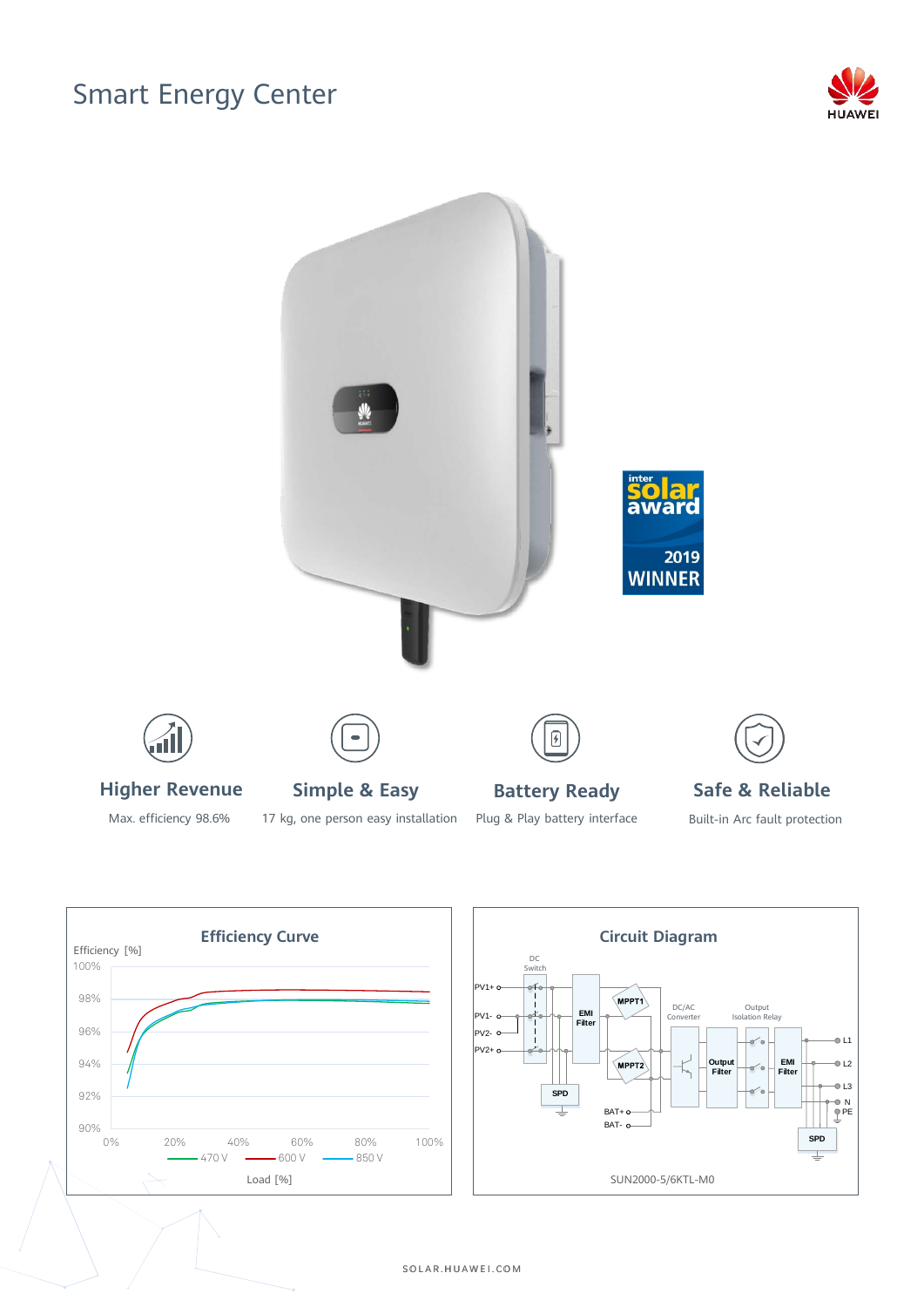# Smart Energy Center

HUAWEI

inter solar award 2019 WINNER

### Higher Revenue

Max. efficiency 98.6%

### Simple & Easy

17 kg, one person easy installation

### Battery Ready

Plug & Play battery interface

### Safe & Reliable

Built-in Arc fault protection

## Efficiency Curve

Efficiency [%]

100%, 98%, 96%, 94%, 92%, 90%

0%, 20%, 40%, 60%, 80%, 100%

470 V, 600 V, 850 V

Load [%]

## Circuit Diagram

DC Switch

PV1+, PV1-, PV2-, PV2+

EMI Filter, MPPT1, MPPT2, SPD

BAT+, BAT-

DC/AC Converter, Output Filter, Output Isolation Relay, EMI Filter, SPD

L1, L2, L3, N, PE

SUN2000-5/6KTL-M0

SOLAR.HUAWEI.COM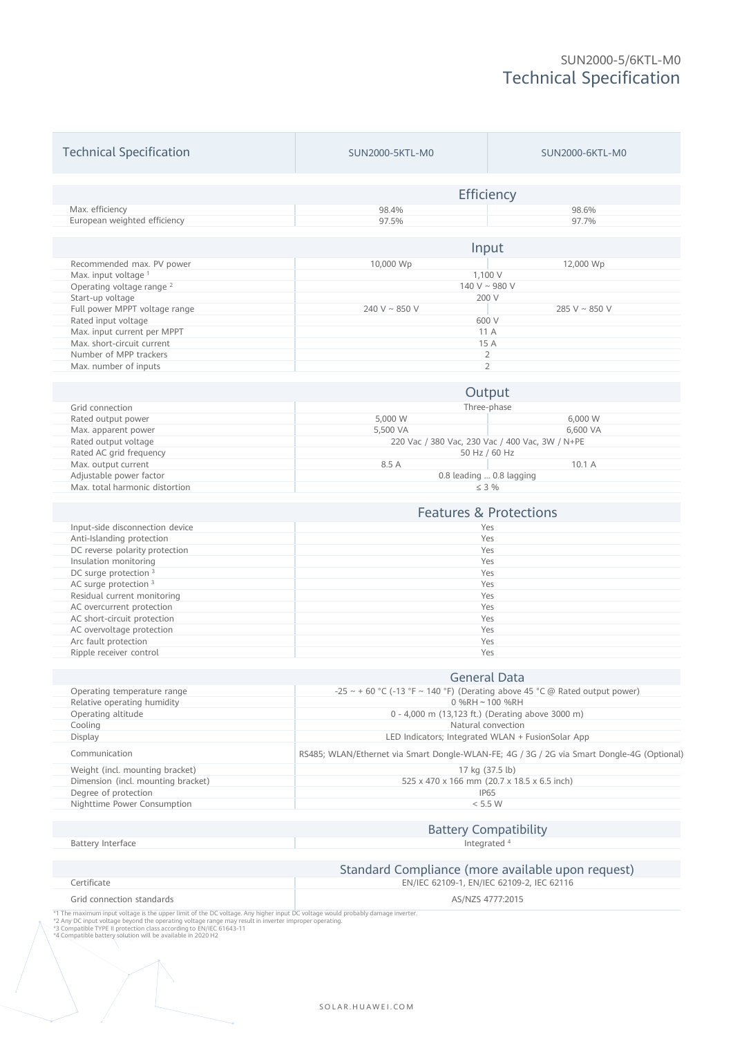# SUN2000-5/6KTL-M0
## Technical Specification

| Technical Specification | SUN2000-5KTL-M0 | SUN2000-6KTL-M0 |
|---|---|---|
| **Efficiency** | | |
| Max. efficiency | 98.4% | 98.6% |
| European weighted efficiency | 97.5% | 97.7% |
| **Input** | | |
| Recommended max. PV power | 10,000 Wp | 12,000 Wp |
| Max. input voltage [1] | 1,100 V | |
| Operating voltage range [2] | 140 V ~ 980 V | |
| Start-up voltage | 200 V | |
| Full power MPPT voltage range | 240 V ~ 850 V | 285 V ~ 850 V |
| Rated input voltage | 600 V | |
| Max. input current per MPPT | 11 A | |
| Max. short-circuit current | 15 A | |
| Number of MPP trackers | 2 | |
| Max. number of inputs | 2 | |
| **Output** | | |
| Grid connection | Three-phase | |
| Rated output power | 5,000 W | 6,000 W |
| Max. apparent power | 5,500 VA | 6,600 VA |
| Rated output voltage | 220 Vac / 380 Vac, 230 Vac / 400 Vac, 3W / N+PE | |
| Rated AC grid frequency | 50 Hz / 60 Hz | |
| Max. output current | 8.5 A | 10.1 A |
| Adjustable power factor | 0.8 leading ... 0.8 lagging | |
| Max. total harmonic distortion | ≤ 3 % | |
| **Features & Protections** | | |
| Input-side disconnection device | Yes | |
| Anti-Islanding protection | Yes | |
| DC reverse polarity protection | Yes | |
| Insulation monitoring | Yes | |
| DC surge protection [3] | Yes | |
| AC surge protection [3] | Yes | |
| Residual current monitoring | Yes | |
| AC overcurrent protection | Yes | |
| AC short-circuit protection | Yes | |
| AC overvoltage protection | Yes | |
| Arc fault protection | Yes | |
| Ripple receiver control | Yes | |
| **General Data** | | |
| Operating temperature range | -25 ~ + 60 °C (-13 °F ~ 140 °F) (Derating above 45 °C @ Rated output power) | |
| Relative operating humidity | 0 %RH ~ 100 %RH | |
| Operating altitude | 0 - 4,000 m (13,123 ft.) (Derating above 3000 m) | |
| Cooling | Natural convection | |
| Display | LED Indicators; Integrated WLAN + FusionSolar App | |
| Communication | RS485; WLAN/Ethernet via Smart Dongle-WLAN-FE; 4G / 3G / 2G via Smart Dongle-4G (Optional) | |
| Weight (incl. mounting bracket) | 17 kg (37.5 lb) | |
| Dimension (incl. mounting bracket) | 525 x 470 x 166 mm (20.7 x 18.5 x 6.5 inch) | |
| Degree of protection | IP65 | |
| Nighttime Power Consumption | < 5.5 W | |
| **Battery Compatibility** | | |
| Battery Interface | Integrated [4] | |
| **Standard Compliance (more available upon request)** | | |
| Certificate | EN/IEC 62109-1, EN/IEC 62109-2, IEC 62116 | |
| Grid connection standards | AS/NZS 4777:2015 | |

*1 The maximum input voltage is the upper limit of the DC voltage. Any higher input DC voltage would probably damage inverter.
*2 Any DC input voltage beyond the operating voltage range may result in inverter improper operating.
*3 Compatible TYPE II protection class according to EN/IEC 61643-11
*4 Compatible battery solution will be available in 2020 H2

SOLAR.HUAWEI.COM